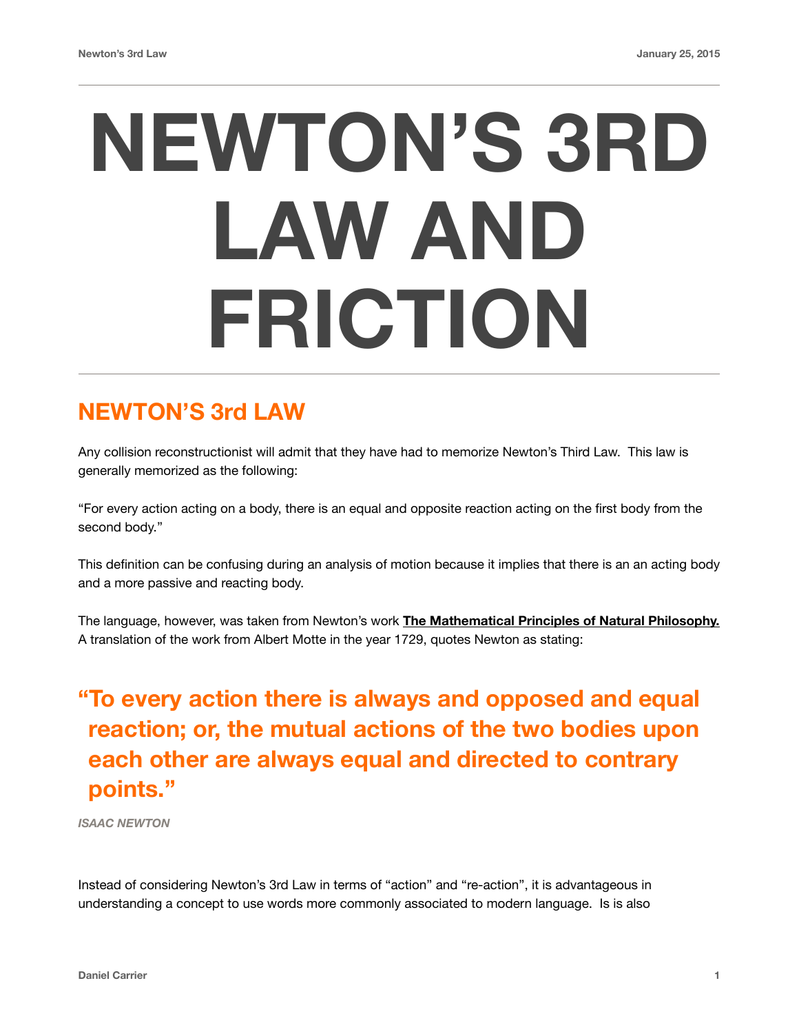# NEWTON'S 3RD LAW AND FRICTION

## NEWTON'S 3rd LAW

Any collision reconstructionist will admit that they have had to memorize Newton's Third Law. This law is generally memorized as the following:

"For every action acting on a body, there is an equal and opposite reaction acting on the first body from the second body."

This definition can be confusing during an analysis of motion because it implies that there is an an acting body and a more passive and reacting body.

The language, however, was taken from Newton's work **The Mathematical Principles of Natural Philosophy.** A translation of the work from Albert Motte in the year 1729, quotes Newton as stating:

> **"To every action there is always and opposed and equal reaction; or, the mutual actions of the two bodies upon each other are always equal and directed to contrary points."**
>
> *ISAAC NEWTON*

Instead of considering Newton's 3rd Law in terms of "action" and "re-action", it is advantageous in understanding a concept to use words more commonly associated to modern language. Is is also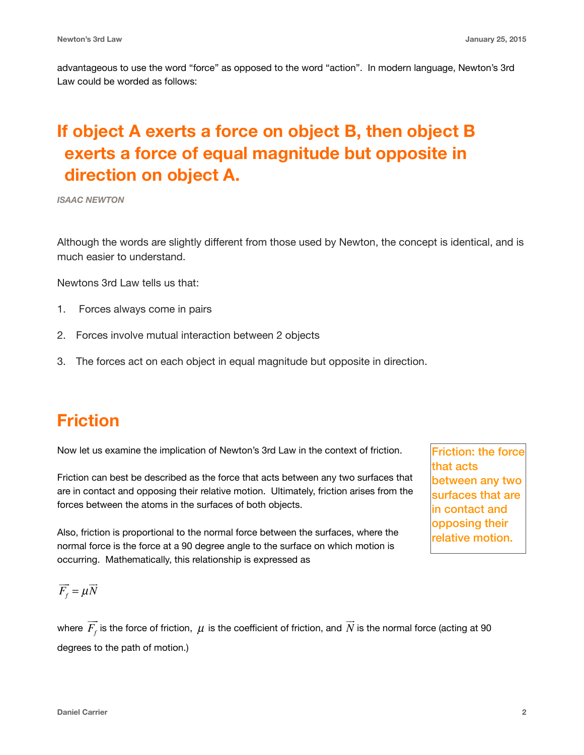advantageous to use the word “force” as opposed to the word “action”. In modern language, Newton’s 3rd Law could be worded as follows:

> **If object A exerts a force on object B, then object B exerts a force of equal magnitude but opposite in direction on object A.**
>
> *ISAAC NEWTON*

Although the words are slightly different from those used by Newton, the concept is identical, and is much easier to understand.

Newtons 3rd Law tells us that:

1. Forces always come in pairs
2. Forces involve mutual interaction between 2 objects
3. The forces act on each object in equal magnitude but opposite in direction.

## Friction

Now let us examine the implication of Newton’s 3rd Law in the context of friction.

> **Friction: the force that acts between any two surfaces that are in contact and opposing their relative motion.**

Friction can best be described as the force that acts between any two surfaces that are in contact and opposing their relative motion. Ultimately, friction arises from the forces between the atoms in the surfaces of both objects.

Also, friction is proportional to the normal force between the surfaces, where the normal force is the force at a 90 degree angle to the surface on which motion is occurring. Mathematically, this relationship is expressed as

$$\vec{F_f} = \mu \vec{N}$$

where $\vec{F_f}$ is the force of friction, $\mu$ is the coefficient of friction, and $\vec{N}$ is the normal force (acting at 90 degrees to the path of motion.)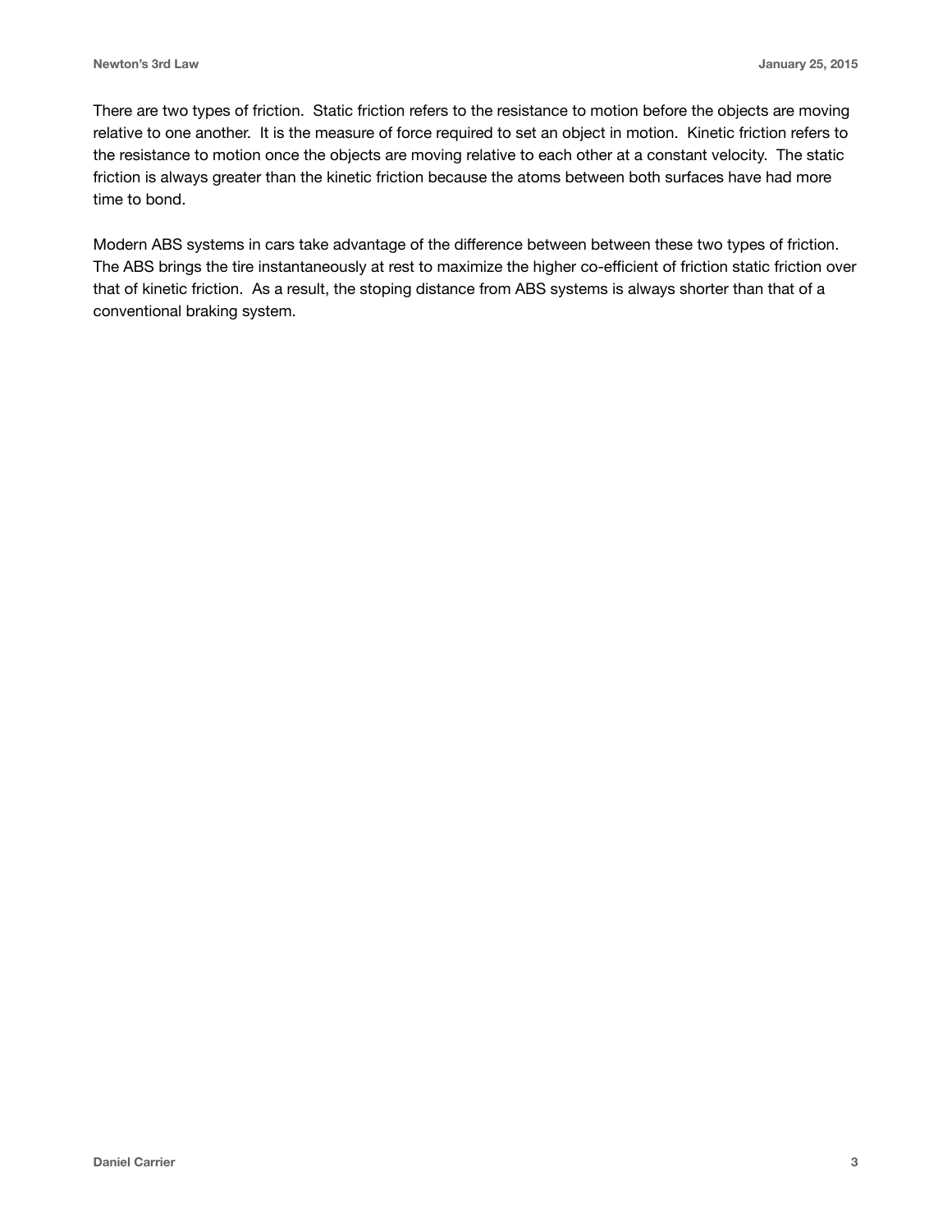There are two types of friction. Static friction refers to the resistance to motion before the objects are moving relative to one another. It is the measure of force required to set an object in motion. Kinetic friction refers to the resistance to motion once the objects are moving relative to each other at a constant velocity. The static friction is always greater than the kinetic friction because the atoms between both surfaces have had more time to bond.

Modern ABS systems in cars take advantage of the difference between between these two types of friction. The ABS brings the tire instantaneously at rest to maximize the higher co-efficient of friction static friction over that of kinetic friction. As a result, the stoping distance from ABS systems is always shorter than that of a conventional braking system.